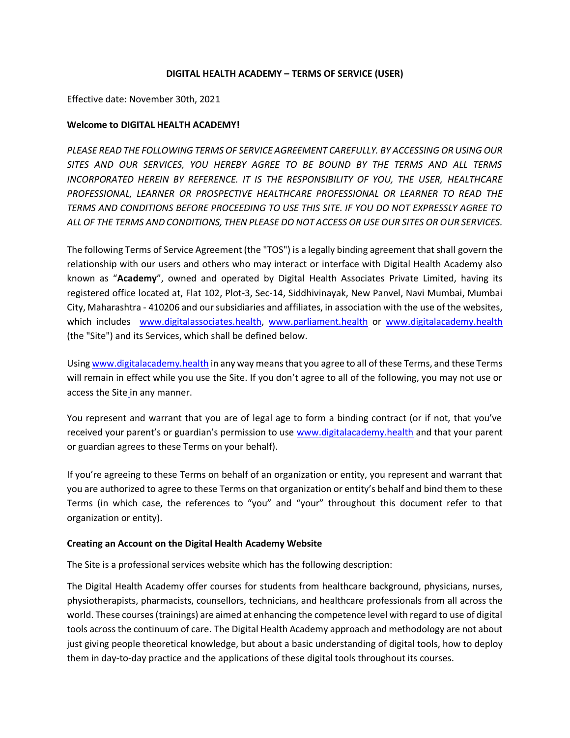# DIGITAL HEALTH ACADEMY – TERMS OF SERVICE (USER)

Effective date: November 30th, 2021

**Welcome to DIGITAL HEALTH ACADEMY!**

*PLEASE READ THE FOLLOWING TERMS OF SERVICE AGREEMENT CAREFULLY. BY ACCESSING OR USING OUR SITES AND OUR SERVICES, YOU HEREBY AGREE TO BE BOUND BY THE TERMS AND ALL TERMS INCORPORATED HEREIN BY REFERENCE. IT IS THE RESPONSIBILITY OF YOU, THE USER, HEALTHCARE PROFESSIONAL, LEARNER OR PROSPECTIVE HEALTHCARE PROFESSIONAL OR LEARNER TO READ THE TERMS AND CONDITIONS BEFORE PROCEEDING TO USE THIS SITE. IF YOU DO NOT EXPRESSLY AGREE TO ALL OF THE TERMS AND CONDITIONS, THEN PLEASE DO NOT ACCESS OR USE OUR SITES OR OUR SERVICES.*

The following Terms of Service Agreement (the "TOS") is a legally binding agreement that shall govern the relationship with our users and others who may interact or interface with Digital Health Academy also known as "**Academy**", owned and operated by Digital Health Associates Private Limited, having its registered office located at, Flat 102, Plot-3, Sec-14, Siddhivinayak, New Panvel, Navi Mumbai, Mumbai City, Maharashtra - 410206 and our subsidiaries and affiliates, in association with the use of the websites, which includes www.digitalassociates.health, www.parliament.health or www.digitalacademy.health (the "Site") and its Services, which shall be defined below.

Using www.digitalacademy.health in any way means that you agree to all of these Terms, and these Terms will remain in effect while you use the Site. If you don't agree to all of the following, you may not use or access the Site in any manner.

You represent and warrant that you are of legal age to form a binding contract (or if not, that you've received your parent's or guardian's permission to use www.digitalacademy.health and that your parent or guardian agrees to these Terms on your behalf).

If you're agreeing to these Terms on behalf of an organization or entity, you represent and warrant that you are authorized to agree to these Terms on that organization or entity's behalf and bind them to these Terms (in which case, the references to "you" and "your" throughout this document refer to that organization or entity).

**Creating an Account on the Digital Health Academy Website**

The Site is a professional services website which has the following description:

The Digital Health Academy offer courses for students from healthcare background, physicians, nurses, physiotherapists, pharmacists, counsellors, technicians, and healthcare professionals from all across the world. These courses (trainings) are aimed at enhancing the competence level with regard to use of digital tools across the continuum of care. The Digital Health Academy approach and methodology are not about just giving people theoretical knowledge, but about a basic understanding of digital tools, how to deploy them in day-to-day practice and the applications of these digital tools throughout its courses.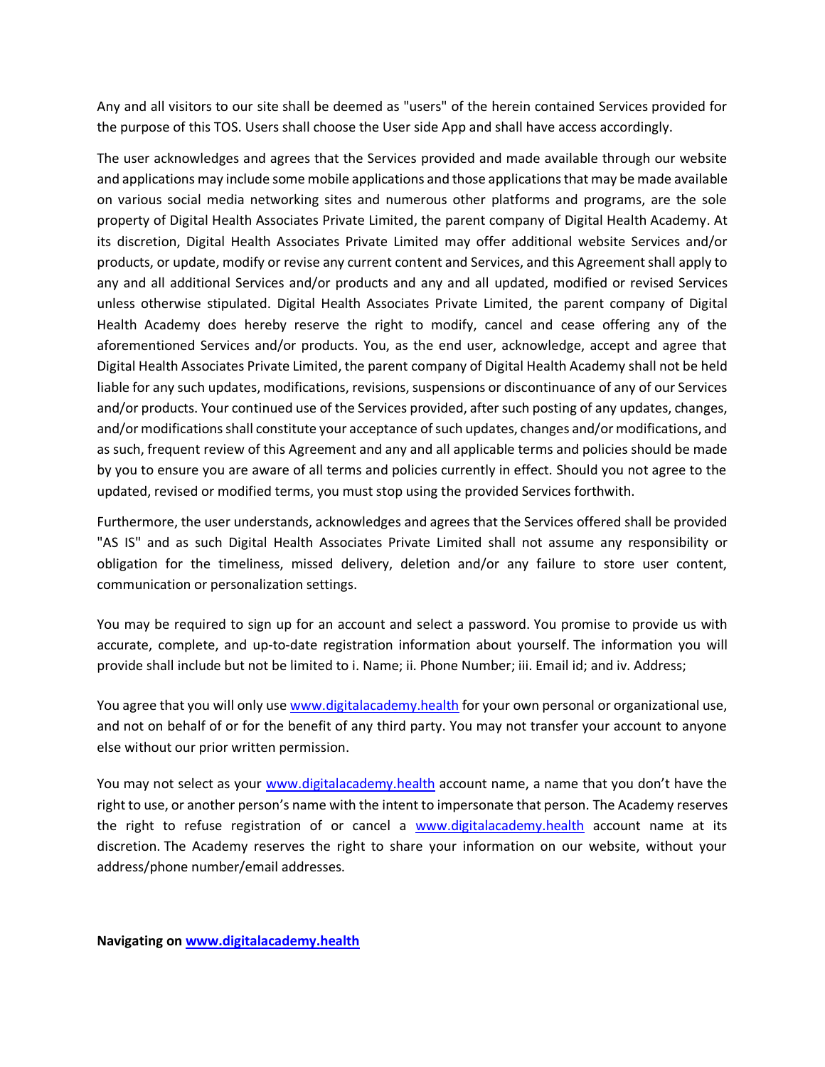Any and all visitors to our site shall be deemed as "users" of the herein contained Services provided for the purpose of this TOS. Users shall choose the User side App and shall have access accordingly.

The user acknowledges and agrees that the Services provided and made available through our website and applications may include some mobile applications and those applications that may be made available on various social media networking sites and numerous other platforms and programs, are the sole property of Digital Health Associates Private Limited, the parent company of Digital Health Academy. At its discretion, Digital Health Associates Private Limited may offer additional website Services and/or products, or update, modify or revise any current content and Services, and this Agreement shall apply to any and all additional Services and/or products and any and all updated, modified or revised Services unless otherwise stipulated. Digital Health Associates Private Limited, the parent company of Digital Health Academy does hereby reserve the right to modify, cancel and cease offering any of the aforementioned Services and/or products. You, as the end user, acknowledge, accept and agree that Digital Health Associates Private Limited, the parent company of Digital Health Academy shall not be held liable for any such updates, modifications, revisions, suspensions or discontinuance of any of our Services and/or products. Your continued use of the Services provided, after such posting of any updates, changes, and/or modifications shall constitute your acceptance of such updates, changes and/or modifications, and as such, frequent review of this Agreement and any and all applicable terms and policies should be made by you to ensure you are aware of all terms and policies currently in effect. Should you not agree to the updated, revised or modified terms, you must stop using the provided Services forthwith.

Furthermore, the user understands, acknowledges and agrees that the Services offered shall be provided "AS IS" and as such Digital Health Associates Private Limited shall not assume any responsibility or obligation for the timeliness, missed delivery, deletion and/or any failure to store user content, communication or personalization settings.

You may be required to sign up for an account and select a password. You promise to provide us with accurate, complete, and up-to-date registration information about yourself. The information you will provide shall include but not be limited to i. Name; ii. Phone Number; iii. Email id; and iv. Address;

You agree that you will only use [www.digitalacademy.health](http://www.digitalacademy.health) for your own personal or organizational use, and not on behalf of or for the benefit of any third party. You may not transfer your account to anyone else without our prior written permission.

You may not select as your [www.digitalacademy.health](http://www.digitalacademy.health) account name, a name that you don't have the right to use, or another person's name with the intent to impersonate that person. The Academy reserves the right to refuse registration of or cancel a [www.digitalacademy.health](http://www.digitalacademy.health) account name at its discretion. The Academy reserves the right to share your information on our website, without your address/phone number/email addresses.

**Navigating on [www.digitalacademy.health](http://www.digitalacademy.health)**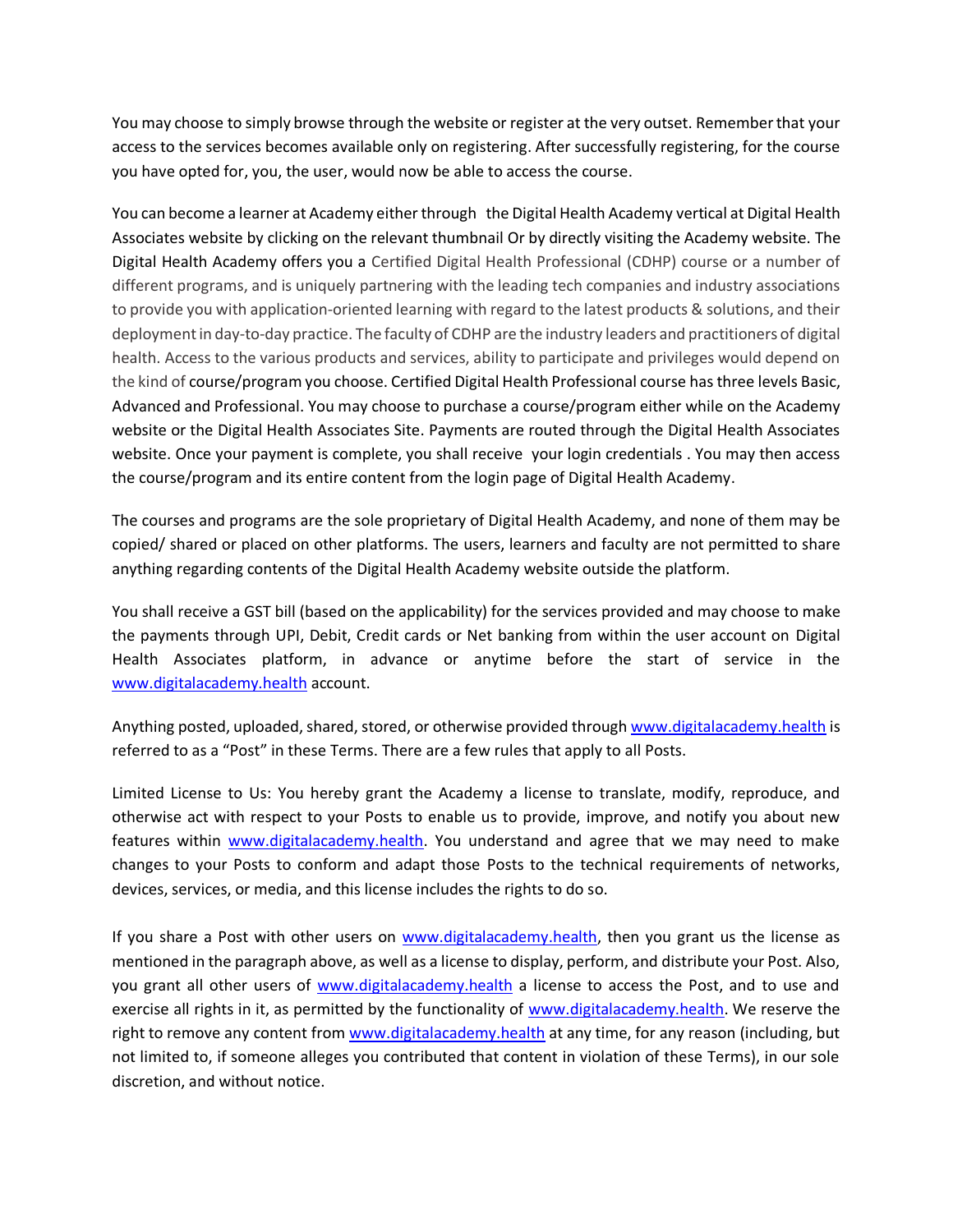You may choose to simply browse through the website or register at the very outset. Remember that your access to the services becomes available only on registering. After successfully registering, for the course you have opted for, you, the user, would now be able to access the course.

You can become a learner at Academy either through the Digital Health Academy vertical at Digital Health Associates website by clicking on the relevant thumbnail Or by directly visiting the Academy website. The Digital Health Academy offers you a Certified Digital Health Professional (CDHP) course or a number of different programs, and is uniquely partnering with the leading tech companies and industry associations to provide you with application-oriented learning with regard to the latest products & solutions, and their deployment in day-to-day practice. The faculty of CDHP are the industry leaders and practitioners of digital health. Access to the various products and services, ability to participate and privileges would depend on the kind of course/program you choose. Certified Digital Health Professional course has three levels Basic, Advanced and Professional. You may choose to purchase a course/program either while on the Academy website or the Digital Health Associates Site. Payments are routed through the Digital Health Associates website. Once your payment is complete, you shall receive your login credentials . You may then access the course/program and its entire content from the login page of Digital Health Academy.

The courses and programs are the sole proprietary of Digital Health Academy, and none of them may be copied/ shared or placed on other platforms. The users, learners and faculty are not permitted to share anything regarding contents of the Digital Health Academy website outside the platform.

You shall receive a GST bill (based on the applicability) for the services provided and may choose to make the payments through UPI, Debit, Credit cards or Net banking from within the user account on Digital Health Associates platform, in advance or anytime before the start of service in the www.digitalacademy.health account.

Anything posted, uploaded, shared, stored, or otherwise provided through www.digitalacademy.health is referred to as a "Post" in these Terms. There are a few rules that apply to all Posts.

Limited License to Us: You hereby grant the Academy a license to translate, modify, reproduce, and otherwise act with respect to your Posts to enable us to provide, improve, and notify you about new features within www.digitalacademy.health. You understand and agree that we may need to make changes to your Posts to conform and adapt those Posts to the technical requirements of networks, devices, services, or media, and this license includes the rights to do so.

If you share a Post with other users on www.digitalacademy.health, then you grant us the license as mentioned in the paragraph above, as well as a license to display, perform, and distribute your Post. Also, you grant all other users of www.digitalacademy.health a license to access the Post, and to use and exercise all rights in it, as permitted by the functionality of www.digitalacademy.health. We reserve the right to remove any content from www.digitalacademy.health at any time, for any reason (including, but not limited to, if someone alleges you contributed that content in violation of these Terms), in our sole discretion, and without notice.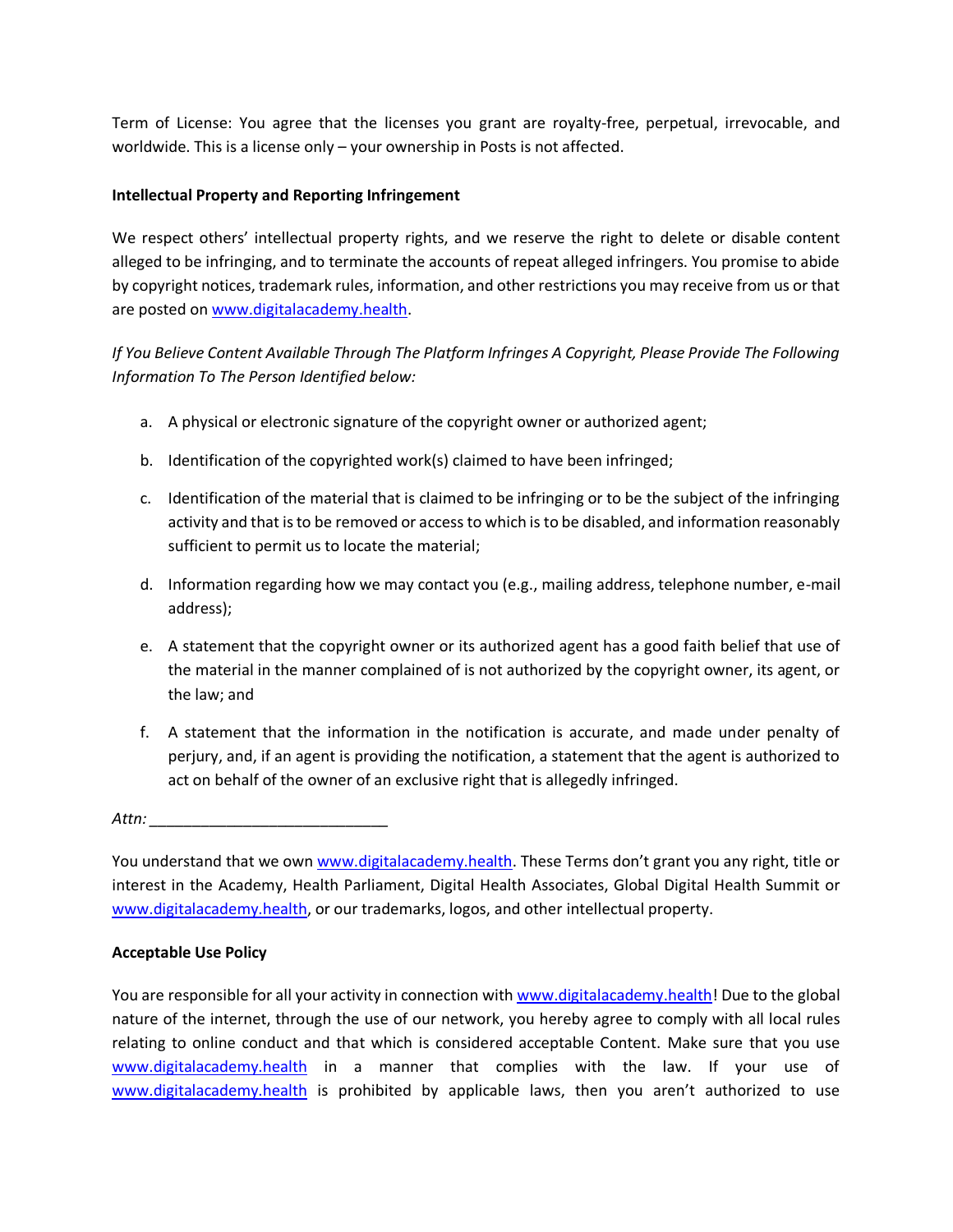Term of License: You agree that the licenses you grant are royalty-free, perpetual, irrevocable, and worldwide. This is a license only – your ownership in Posts is not affected.

**Intellectual Property and Reporting Infringement**

We respect others' intellectual property rights, and we reserve the right to delete or disable content alleged to be infringing, and to terminate the accounts of repeat alleged infringers. You promise to abide by copyright notices, trademark rules, information, and other restrictions you may receive from us or that are posted on [www.digitalacademy.health](www.digitalacademy.health).

*If You Believe Content Available Through The Platform Infringes A Copyright, Please Provide The Following Information To The Person Identified below:*

a. A physical or electronic signature of the copyright owner or authorized agent;

b. Identification of the copyrighted work(s) claimed to have been infringed;

c. Identification of the material that is claimed to be infringing or to be the subject of the infringing activity and that is to be removed or access to which is to be disabled, and information reasonably sufficient to permit us to locate the material;

d. Information regarding how we may contact you (e.g., mailing address, telephone number, e-mail address);

e. A statement that the copyright owner or its authorized agent has a good faith belief that use of the material in the manner complained of is not authorized by the copyright owner, its agent, or the law; and

f. A statement that the information in the notification is accurate, and made under penalty of perjury, and, if an agent is providing the notification, a statement that the agent is authorized to act on behalf of the owner of an exclusive right that is allegedly infringed.

*Attn:* ____________________________

You understand that we own [www.digitalacademy.health](www.digitalacademy.health). These Terms don't grant you any right, title or interest in the Academy, Health Parliament, Digital Health Associates, Global Digital Health Summit or [www.digitalacademy.health](www.digitalacademy.health), or our trademarks, logos, and other intellectual property.

**Acceptable Use Policy**

You are responsible for all your activity in connection with [www.digitalacademy.health](www.digitalacademy.health)! Due to the global nature of the internet, through the use of our network, you hereby agree to comply with all local rules relating to online conduct and that which is considered acceptable Content. Make sure that you use [www.digitalacademy.health](www.digitalacademy.health) in a manner that complies with the law. If your use of [www.digitalacademy.health](www.digitalacademy.health) is prohibited by applicable laws, then you aren't authorized to use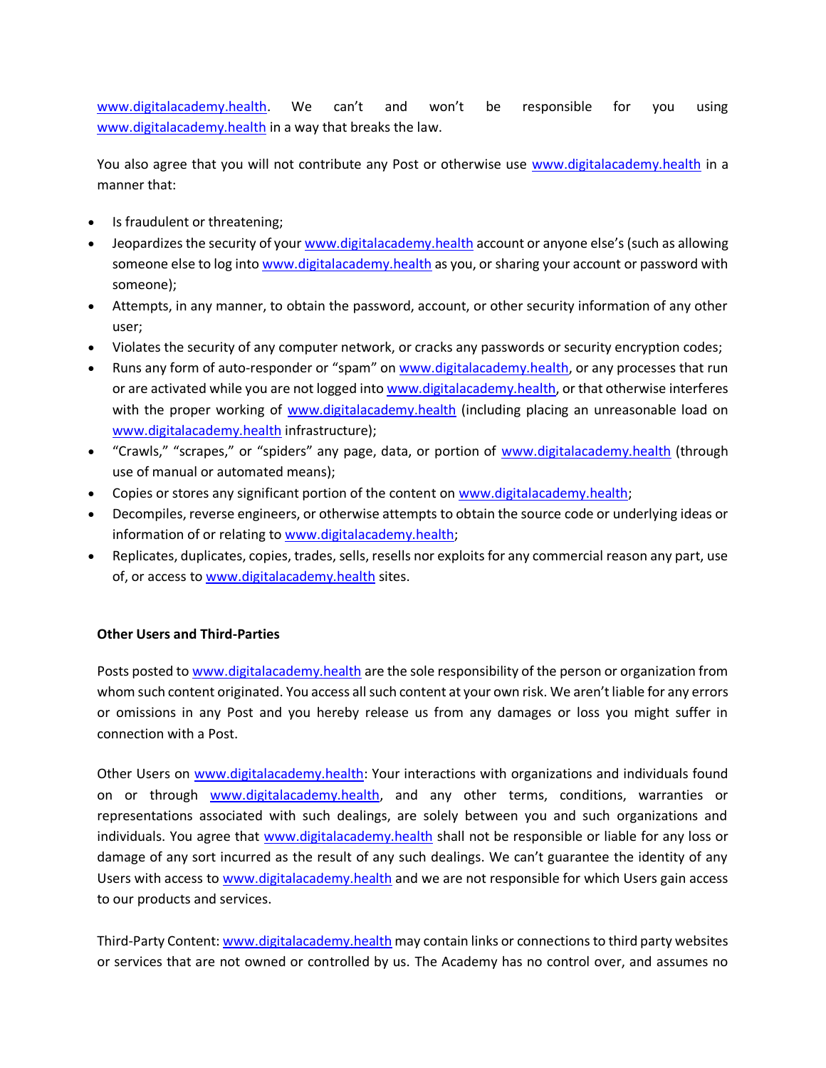www.digitalacademy.health. We can't and won't be responsible for you using www.digitalacademy.health in a way that breaks the law.

You also agree that you will not contribute any Post or otherwise use www.digitalacademy.health in a manner that:

- Is fraudulent or threatening;
- Jeopardizes the security of your www.digitalacademy.health account or anyone else's (such as allowing someone else to log into www.digitalacademy.health as you, or sharing your account or password with someone);
- Attempts, in any manner, to obtain the password, account, or other security information of any other user;
- Violates the security of any computer network, or cracks any passwords or security encryption codes;
- Runs any form of auto-responder or "spam" on www.digitalacademy.health, or any processes that run or are activated while you are not logged into www.digitalacademy.health, or that otherwise interferes with the proper working of www.digitalacademy.health (including placing an unreasonable load on www.digitalacademy.health infrastructure);
- "Crawls," "scrapes," or "spiders" any page, data, or portion of www.digitalacademy.health (through use of manual or automated means);
- Copies or stores any significant portion of the content on www.digitalacademy.health;
- Decompiles, reverse engineers, or otherwise attempts to obtain the source code or underlying ideas or information of or relating to www.digitalacademy.health;
- Replicates, duplicates, copies, trades, sells, resells nor exploits for any commercial reason any part, use of, or access to www.digitalacademy.health sites.

**Other Users and Third-Parties**

Posts posted to www.digitalacademy.health are the sole responsibility of the person or organization from whom such content originated. You access all such content at your own risk. We aren't liable for any errors or omissions in any Post and you hereby release us from any damages or loss you might suffer in connection with a Post.

Other Users on www.digitalacademy.health: Your interactions with organizations and individuals found on or through www.digitalacademy.health, and any other terms, conditions, warranties or representations associated with such dealings, are solely between you and such organizations and individuals. You agree that www.digitalacademy.health shall not be responsible or liable for any loss or damage of any sort incurred as the result of any such dealings. We can't guarantee the identity of any Users with access to www.digitalacademy.health and we are not responsible for which Users gain access to our products and services.

Third-Party Content: www.digitalacademy.health may contain links or connections to third party websites or services that are not owned or controlled by us. The Academy has no control over, and assumes no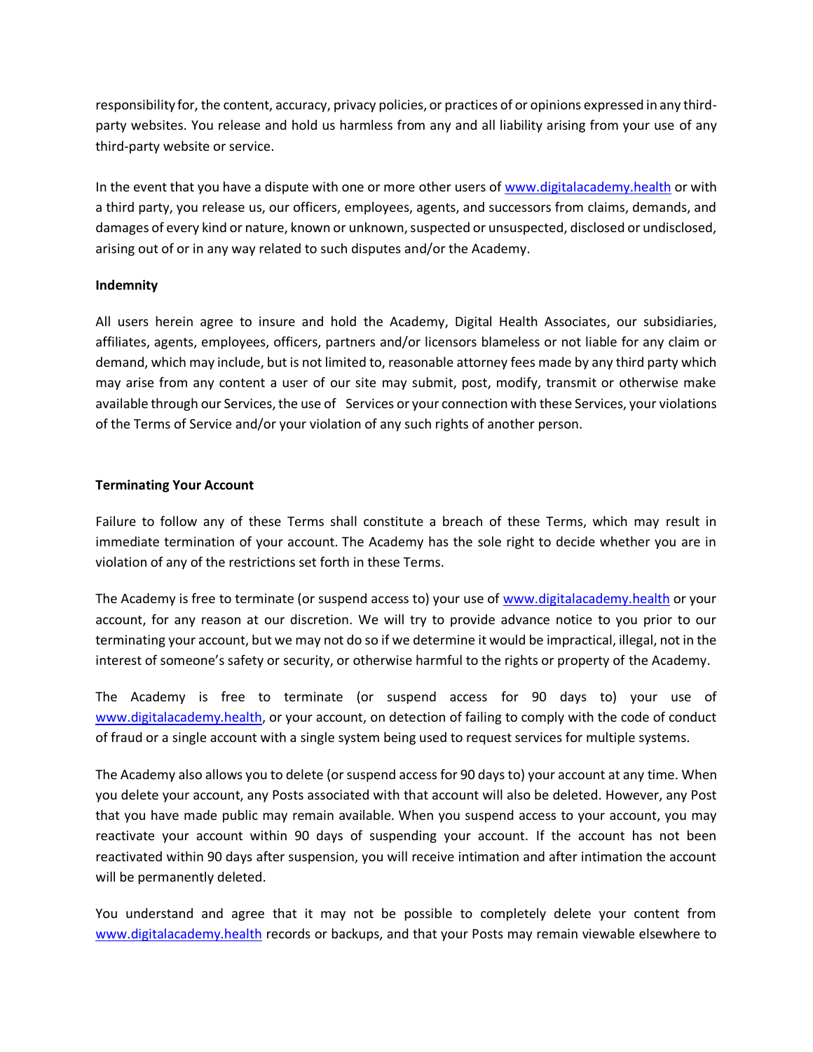responsibility for, the content, accuracy, privacy policies, or practices of or opinions expressed in any third-party websites. You release and hold us harmless from any and all liability arising from your use of any third-party website or service.

In the event that you have a dispute with one or more other users of www.digitalacademy.health or with a third party, you release us, our officers, employees, agents, and successors from claims, demands, and damages of every kind or nature, known or unknown, suspected or unsuspected, disclosed or undisclosed, arising out of or in any way related to such disputes and/or the Academy.

**Indemnity**

All users herein agree to insure and hold the Academy, Digital Health Associates, our subsidiaries, affiliates, agents, employees, officers, partners and/or licensors blameless or not liable for any claim or demand, which may include, but is not limited to, reasonable attorney fees made by any third party which may arise from any content a user of our site may submit, post, modify, transmit or otherwise make available through our Services, the use of Services or your connection with these Services, your violations of the Terms of Service and/or your violation of any such rights of another person.

**Terminating Your Account**

Failure to follow any of these Terms shall constitute a breach of these Terms, which may result in immediate termination of your account. The Academy has the sole right to decide whether you are in violation of any of the restrictions set forth in these Terms.

The Academy is free to terminate (or suspend access to) your use of www.digitalacademy.health or your account, for any reason at our discretion. We will try to provide advance notice to you prior to our terminating your account, but we may not do so if we determine it would be impractical, illegal, not in the interest of someone's safety or security, or otherwise harmful to the rights or property of the Academy.

The Academy is free to terminate (or suspend access for 90 days to) your use of www.digitalacademy.health, or your account, on detection of failing to comply with the code of conduct of fraud or a single account with a single system being used to request services for multiple systems.

The Academy also allows you to delete (or suspend access for 90 days to) your account at any time. When you delete your account, any Posts associated with that account will also be deleted. However, any Post that you have made public may remain available. When you suspend access to your account, you may reactivate your account within 90 days of suspending your account. If the account has not been reactivated within 90 days after suspension, you will receive intimation and after intimation the account will be permanently deleted.

You understand and agree that it may not be possible to completely delete your content from www.digitalacademy.health records or backups, and that your Posts may remain viewable elsewhere to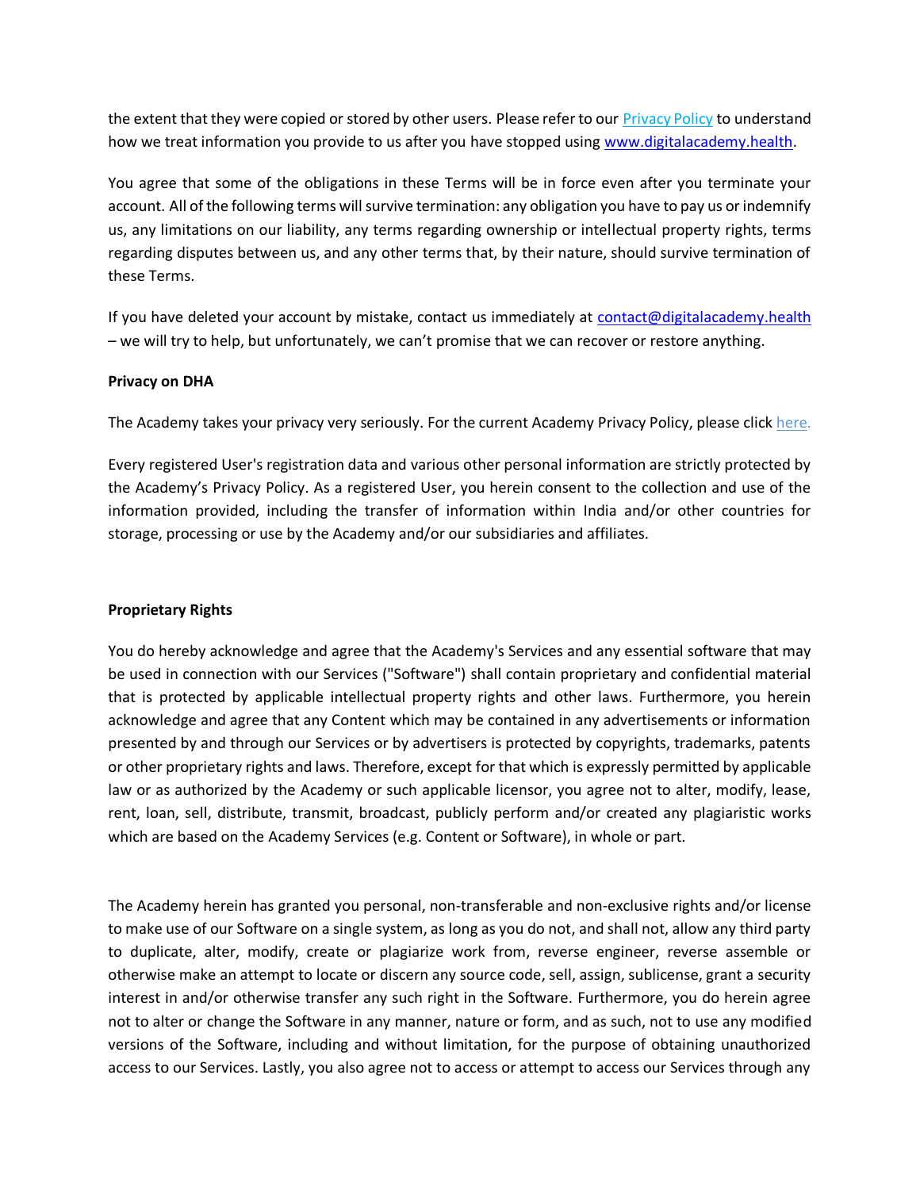the extent that they were copied or stored by other users. Please refer to our [Privacy Policy]() to understand how we treat information you provide to us after you have stopped using [www.digitalacademy.health](www.digitalacademy.health).

You agree that some of the obligations in these Terms will be in force even after you terminate your account. All of the following terms will survive termination: any obligation you have to pay us or indemnify us, any limitations on our liability, any terms regarding ownership or intellectual property rights, terms regarding disputes between us, and any other terms that, by their nature, should survive termination of these Terms.

If you have deleted your account by mistake, contact us immediately at [contact@digitalacademy.health](mailto:contact@digitalacademy.health) – we will try to help, but unfortunately, we can't promise that we can recover or restore anything.

**Privacy on DHA**

The Academy takes your privacy very seriously. For the current Academy Privacy Policy, please click [here.]()

Every registered User's registration data and various other personal information are strictly protected by the Academy's Privacy Policy. As a registered User, you herein consent to the collection and use of the information provided, including the transfer of information within India and/or other countries for storage, processing or use by the Academy and/or our subsidiaries and affiliates.

**Proprietary Rights**

You do hereby acknowledge and agree that the Academy's Services and any essential software that may be used in connection with our Services ("Software") shall contain proprietary and confidential material that is protected by applicable intellectual property rights and other laws. Furthermore, you herein acknowledge and agree that any Content which may be contained in any advertisements or information presented by and through our Services or by advertisers is protected by copyrights, trademarks, patents or other proprietary rights and laws. Therefore, except for that which is expressly permitted by applicable law or as authorized by the Academy or such applicable licensor, you agree not to alter, modify, lease, rent, loan, sell, distribute, transmit, broadcast, publicly perform and/or created any plagiaristic works which are based on the Academy Services (e.g. Content or Software), in whole or part.

The Academy herein has granted you personal, non-transferable and non-exclusive rights and/or license to make use of our Software on a single system, as long as you do not, and shall not, allow any third party to duplicate, alter, modify, create or plagiarize work from, reverse engineer, reverse assemble or otherwise make an attempt to locate or discern any source code, sell, assign, sublicense, grant a security interest in and/or otherwise transfer any such right in the Software. Furthermore, you do herein agree not to alter or change the Software in any manner, nature or form, and as such, not to use any modified versions of the Software, including and without limitation, for the purpose of obtaining unauthorized access to our Services. Lastly, you also agree not to access or attempt to access our Services through any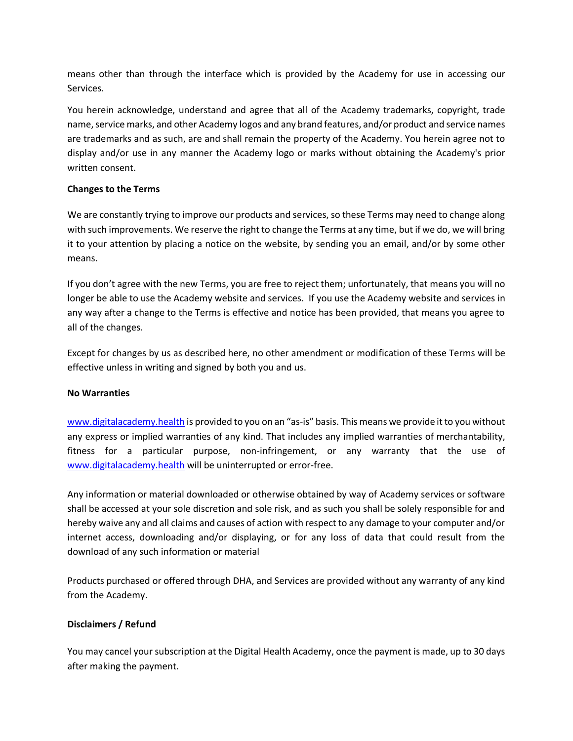means other than through the interface which is provided by the Academy for use in accessing our Services.

You herein acknowledge, understand and agree that all of the Academy trademarks, copyright, trade name, service marks, and other Academy logos and any brand features, and/or product and service names are trademarks and as such, are and shall remain the property of the Academy. You herein agree not to display and/or use in any manner the Academy logo or marks without obtaining the Academy's prior written consent.

**Changes to the Terms**

We are constantly trying to improve our products and services, so these Terms may need to change along with such improvements. We reserve the right to change the Terms at any time, but if we do, we will bring it to your attention by placing a notice on the website, by sending you an email, and/or by some other means.

If you don't agree with the new Terms, you are free to reject them; unfortunately, that means you will no longer be able to use the Academy website and services. If you use the Academy website and services in any way after a change to the Terms is effective and notice has been provided, that means you agree to all of the changes.

Except for changes by us as described here, no other amendment or modification of these Terms will be effective unless in writing and signed by both you and us.

**No Warranties**

[www.digitalacademy.health](http://www.digitalacademy.health) is provided to you on an "as-is" basis. This means we provide it to you without any express or implied warranties of any kind. That includes any implied warranties of merchantability, fitness for a particular purpose, non-infringement, or any warranty that the use of [www.digitalacademy.health](http://www.digitalacademy.health) will be uninterrupted or error-free.

Any information or material downloaded or otherwise obtained by way of Academy services or software shall be accessed at your sole discretion and sole risk, and as such you shall be solely responsible for and hereby waive any and all claims and causes of action with respect to any damage to your computer and/or internet access, downloading and/or displaying, or for any loss of data that could result from the download of any such information or material

Products purchased or offered through DHA, and Services are provided without any warranty of any kind from the Academy.

**Disclaimers / Refund**

You may cancel your subscription at the Digital Health Academy, once the payment is made, up to 30 days after making the payment.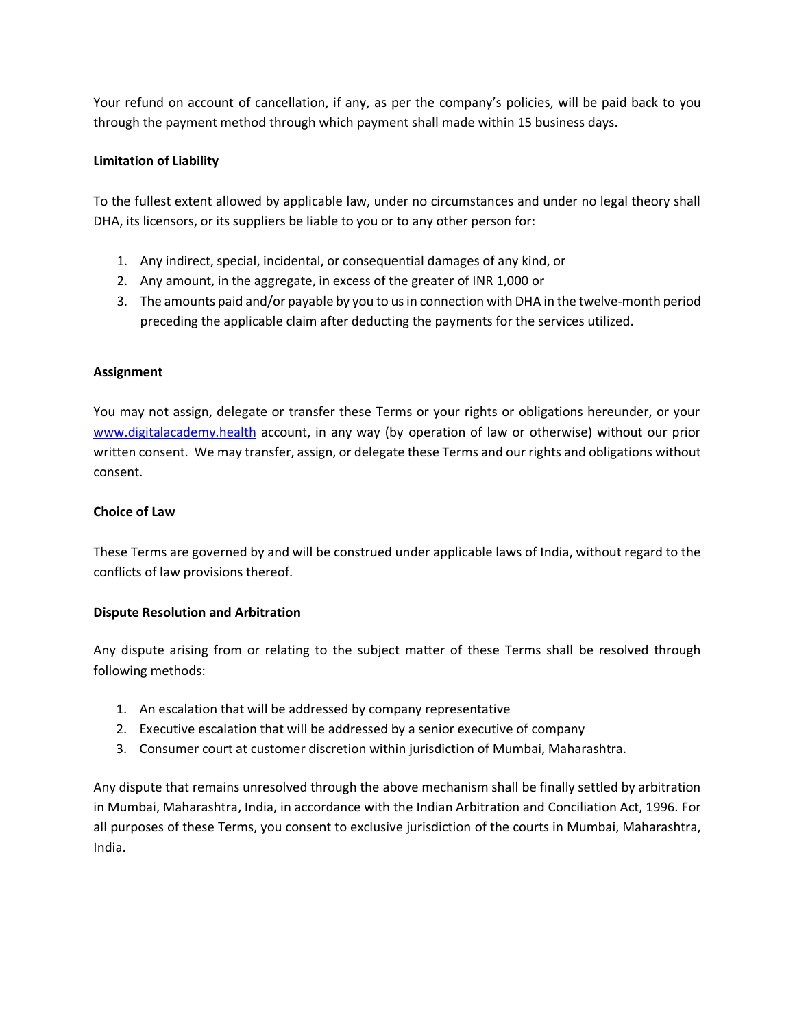Your refund on account of cancellation, if any, as per the company's policies, will be paid back to you through the payment method through which payment shall made within 15 business days.

**Limitation of Liability**

To the fullest extent allowed by applicable law, under no circumstances and under no legal theory shall DHA, its licensors, or its suppliers be liable to you or to any other person for:

1. Any indirect, special, incidental, or consequential damages of any kind, or
2. Any amount, in the aggregate, in excess of the greater of INR 1,000 or
3. The amounts paid and/or payable by you to us in connection with DHA in the twelve-month period preceding the applicable claim after deducting the payments for the services utilized.

**Assignment**

You may not assign, delegate or transfer these Terms or your rights or obligations hereunder, or your [www.digitalacademy.health](http://www.digitalacademy.health) account, in any way (by operation of law or otherwise) without our prior written consent. We may transfer, assign, or delegate these Terms and our rights and obligations without consent.

**Choice of Law**

These Terms are governed by and will be construed under applicable laws of India, without regard to the conflicts of law provisions thereof.

**Dispute Resolution and Arbitration**

Any dispute arising from or relating to the subject matter of these Terms shall be resolved through following methods:

1. An escalation that will be addressed by company representative
2. Executive escalation that will be addressed by a senior executive of company
3. Consumer court at customer discretion within jurisdiction of Mumbai, Maharashtra.

Any dispute that remains unresolved through the above mechanism shall be finally settled by arbitration in Mumbai, Maharashtra, India, in accordance with the Indian Arbitration and Conciliation Act, 1996. For all purposes of these Terms, you consent to exclusive jurisdiction of the courts in Mumbai, Maharashtra, India.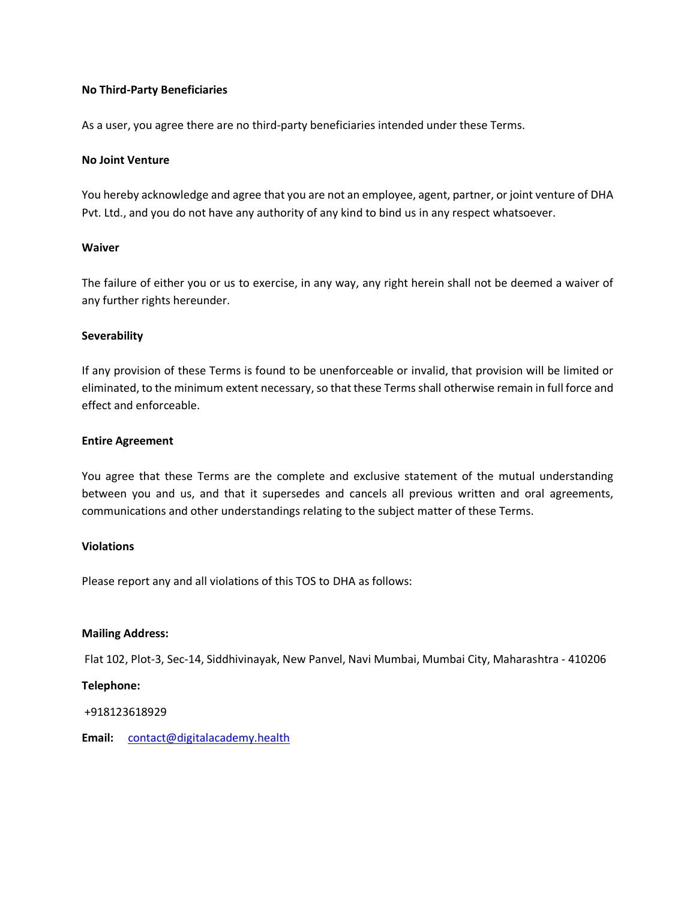**No Third-Party Beneficiaries**

As a user, you agree there are no third-party beneficiaries intended under these Terms.

**No Joint Venture**

You hereby acknowledge and agree that you are not an employee, agent, partner, or joint venture of DHA Pvt. Ltd., and you do not have any authority of any kind to bind us in any respect whatsoever.

**Waiver**

The failure of either you or us to exercise, in any way, any right herein shall not be deemed a waiver of any further rights hereunder.

**Severability**

If any provision of these Terms is found to be unenforceable or invalid, that provision will be limited or eliminated, to the minimum extent necessary, so that these Terms shall otherwise remain in full force and effect and enforceable.

**Entire Agreement**

You agree that these Terms are the complete and exclusive statement of the mutual understanding between you and us, and that it supersedes and cancels all previous written and oral agreements, communications and other understandings relating to the subject matter of these Terms.

**Violations**

Please report any and all violations of this TOS to DHA as follows:

**Mailing Address:**

Flat 102, Plot-3, Sec-14, Siddhivinayak, New Panvel, Navi Mumbai, Mumbai City, Maharashtra - 410206

**Telephone:**

+918123618929

**Email:** contact@digitalacademy.health